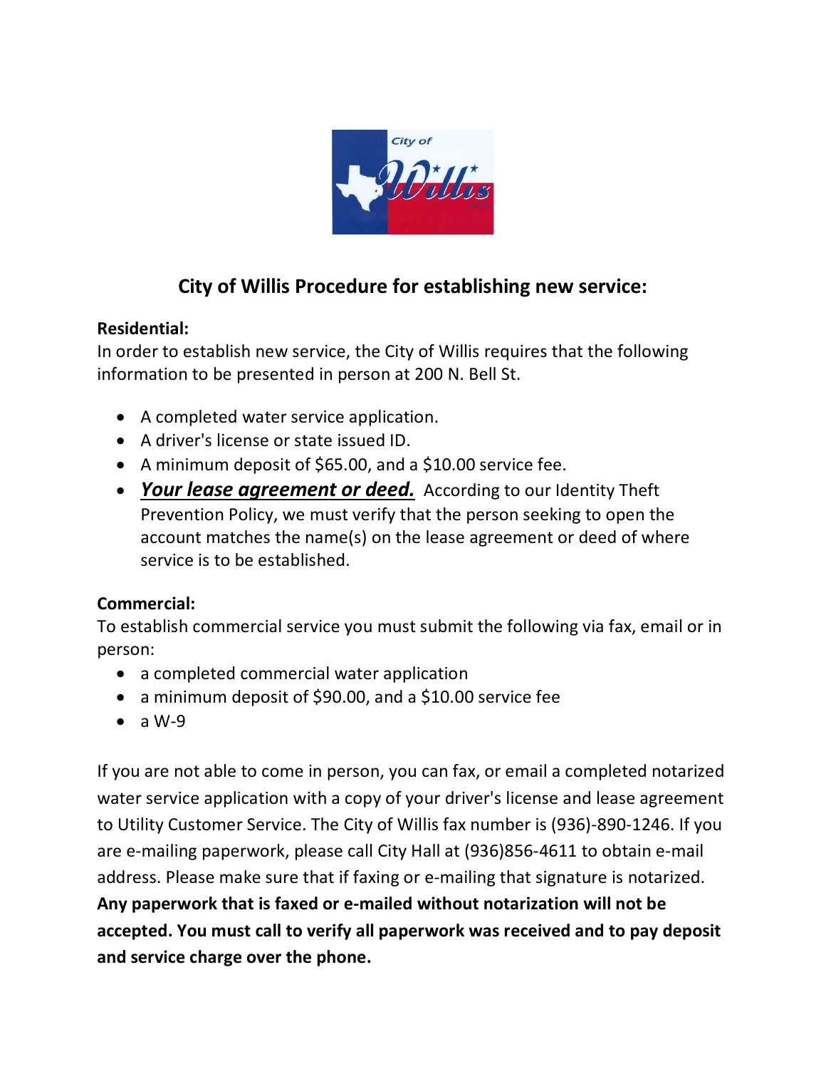# City of Willis Procedure for establishing new service:

**Residential:**

In order to establish new service, the City of Willis requires that the following information to be presented in person at 200 N. Bell St.

- A completed water service application.
- A driver's license or state issued ID.
- A minimum deposit of $65.00, and a $10.00 service fee.
- ***<u>Your lease agreement or deed.</u>*** According to our Identity Theft Prevention Policy, we must verify that the person seeking to open the account matches the name(s) on the lease agreement or deed of where service is to be established.

**Commercial:**

To establish commercial service you must submit the following via fax, email or in person:

- a completed commercial water application
- a minimum deposit of $90.00, and a $10.00 service fee
- a W-9

If you are not able to come in person, you can fax, or email a completed notarized water service application with a copy of your driver's license and lease agreement to Utility Customer Service. The City of Willis fax number is (936)-890-1246. If you are e-mailing paperwork, please call City Hall at (936)856-4611 to obtain e-mail address. Please make sure that if faxing or e-mailing that signature is notarized. **Any paperwork that is faxed or e-mailed without notarization will not be accepted. You must call to verify all paperwork was received and to pay deposit and service charge over the phone.**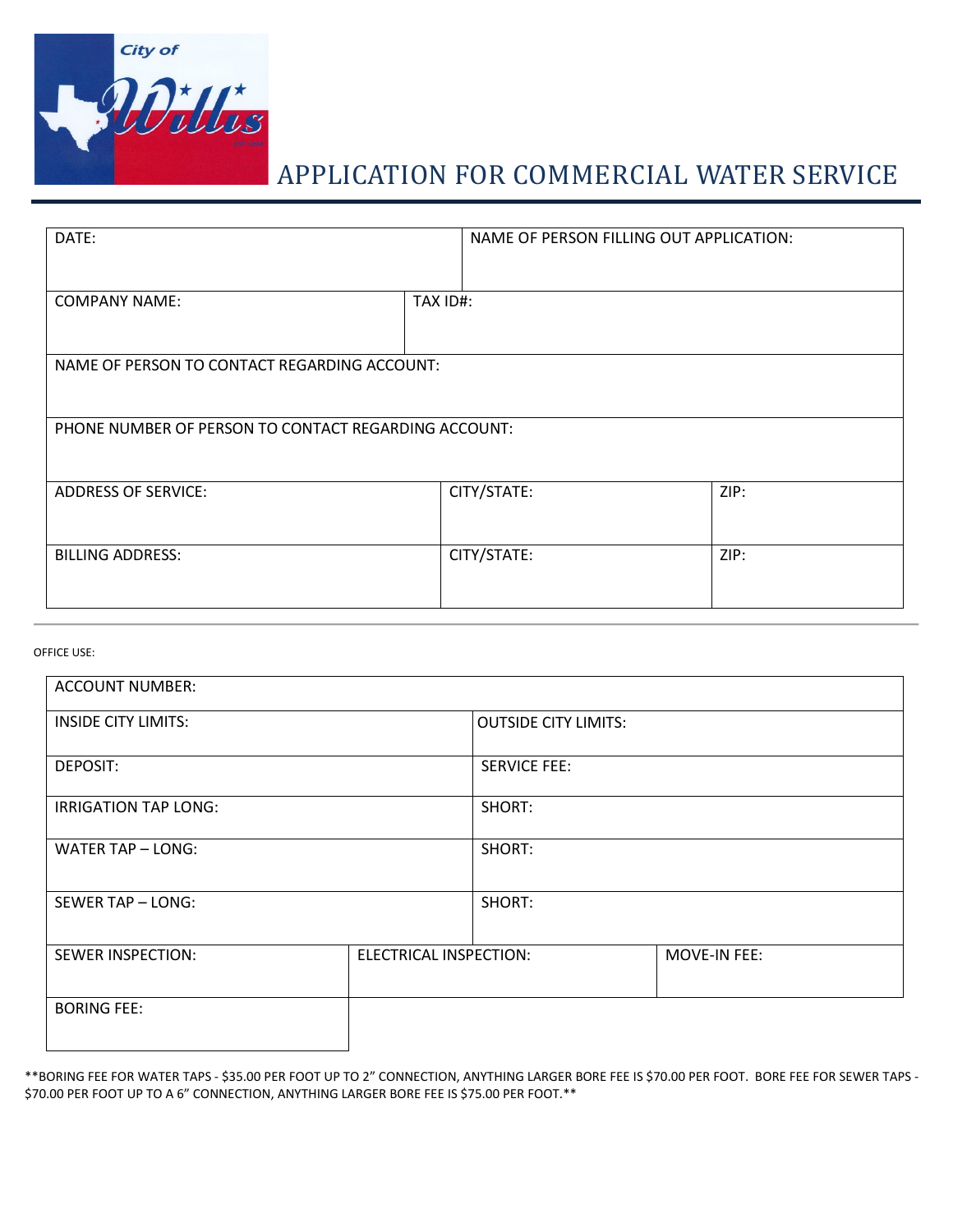City of Willis

# APPLICATION FOR COMMERCIAL WATER SERVICE

| DATE: | | NAME OF PERSON FILLING OUT APPLICATION: |
|---|---|---|
| COMPANY NAME: | TAX ID#: | |
| NAME OF PERSON TO CONTACT REGARDING ACCOUNT: | | |
| PHONE NUMBER OF PERSON TO CONTACT REGARDING ACCOUNT: | | |
| ADDRESS OF SERVICE: | CITY/STATE: | ZIP: |
| BILLING ADDRESS: | CITY/STATE: | ZIP: |

OFFICE USE:

| ACCOUNT NUMBER: | | |
|---|---|---|
| INSIDE CITY LIMITS: | OUTSIDE CITY LIMITS: | |
| DEPOSIT: | SERVICE FEE: | |
| IRRIGATION TAP LONG: | SHORT: | |
| WATER TAP – LONG: | SHORT: | |
| SEWER TAP – LONG: | SHORT: | |
| SEWER INSPECTION: | ELECTRICAL INSPECTION: | MOVE-IN FEE: |
| BORING FEE: | | |

**BORING FEE FOR WATER TAPS - $35.00 PER FOOT UP TO 2" CONNECTION, ANYTHING LARGER BORE FEE IS $70.00 PER FOOT. BORE FEE FOR SEWER TAPS - $70.00 PER FOOT UP TO A 6" CONNECTION, ANYTHING LARGER BORE FEE IS $75.00 PER FOOT.**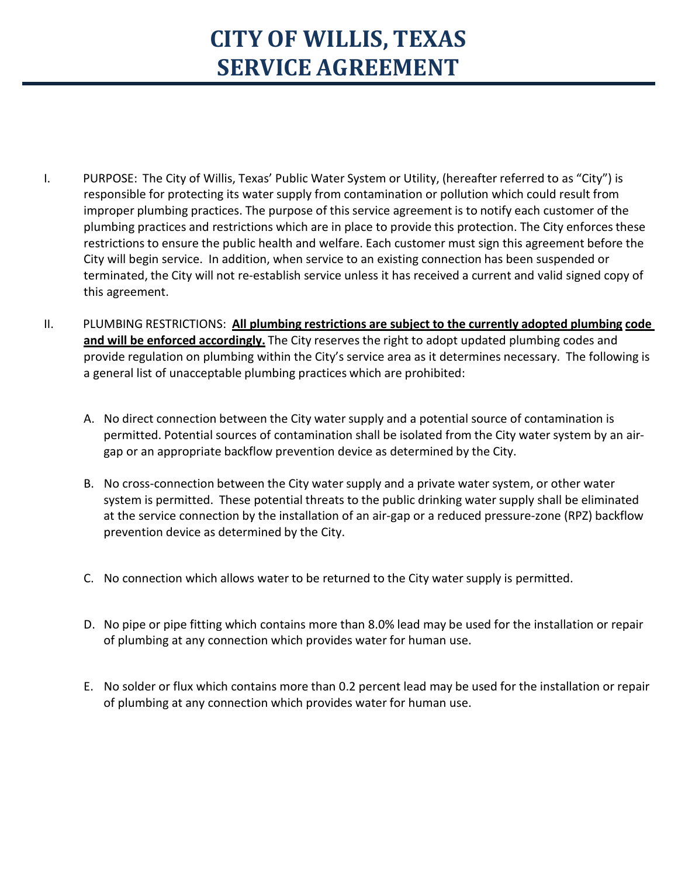# CITY OF WILLIS, TEXAS
# SERVICE AGREEMENT

I. PURPOSE: The City of Willis, Texas' Public Water System or Utility, (hereafter referred to as "City") is responsible for protecting its water supply from contamination or pollution which could result from improper plumbing practices. The purpose of this service agreement is to notify each customer of the plumbing practices and restrictions which are in place to provide this protection. The City enforces these restrictions to ensure the public health and welfare. Each customer must sign this agreement before the City will begin service. In addition, when service to an existing connection has been suspended or terminated, the City will not re-establish service unless it has received a current and valid signed copy of this agreement.

II. PLUMBING RESTRICTIONS: **All plumbing restrictions are subject to the currently adopted plumbing code and will be enforced accordingly.** The City reserves the right to adopt updated plumbing codes and provide regulation on plumbing within the City's service area as it determines necessary. The following is a general list of unacceptable plumbing practices which are prohibited:

A. No direct connection between the City water supply and a potential source of contamination is permitted. Potential sources of contamination shall be isolated from the City water system by an air-gap or an appropriate backflow prevention device as determined by the City.

B. No cross-connection between the City water supply and a private water system, or other water system is permitted. These potential threats to the public drinking water supply shall be eliminated at the service connection by the installation of an air-gap or a reduced pressure-zone (RPZ) backflow prevention device as determined by the City.

C. No connection which allows water to be returned to the City water supply is permitted.

D. No pipe or pipe fitting which contains more than 8.0% lead may be used for the installation or repair of plumbing at any connection which provides water for human use.

E. No solder or flux which contains more than 0.2 percent lead may be used for the installation or repair of plumbing at any connection which provides water for human use.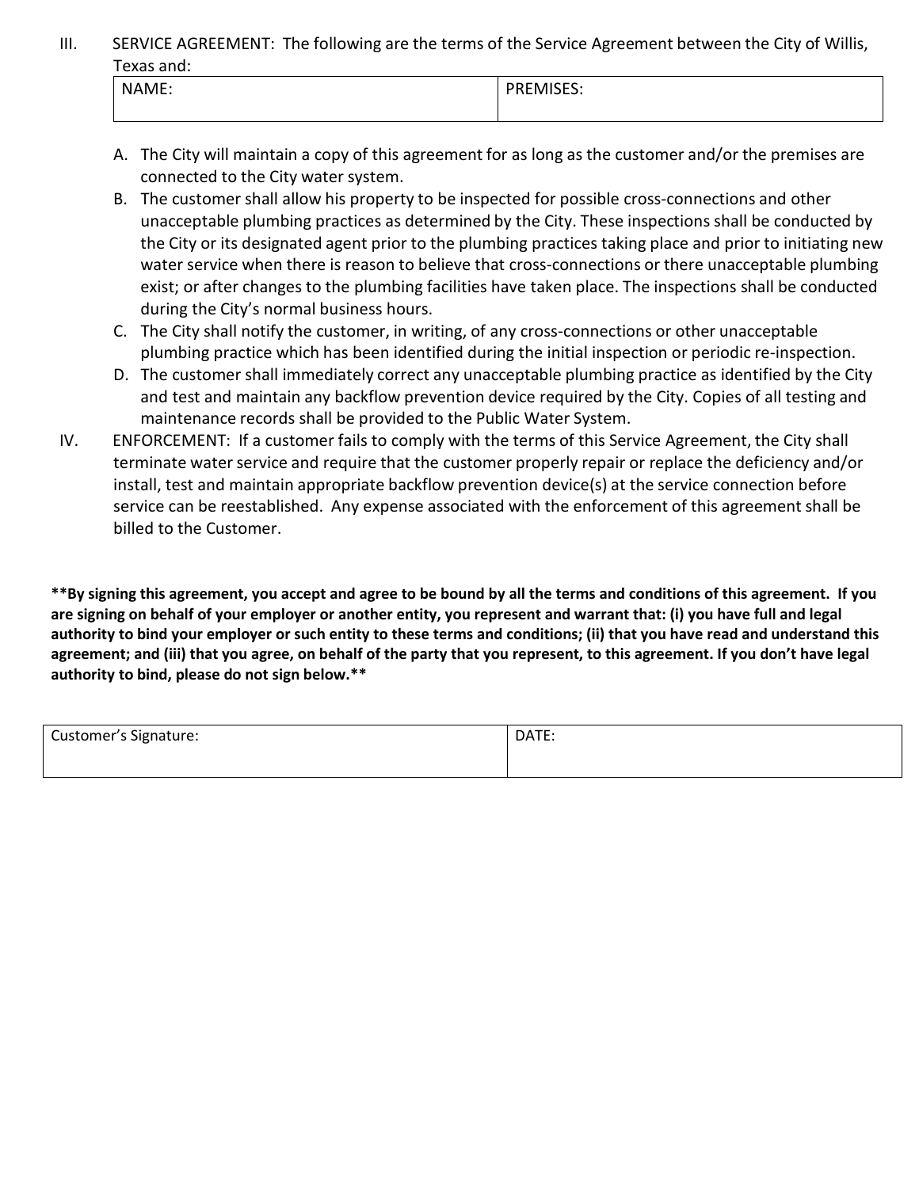III. SERVICE AGREEMENT: The following are the terms of the Service Agreement between the City of Willis, Texas and:

| NAME: | PREMISES: |
| --- | --- |
| | |

A. The City will maintain a copy of this agreement for as long as the customer and/or the premises are connected to the City water system.

B. The customer shall allow his property to be inspected for possible cross-connections and other unacceptable plumbing practices as determined by the City. These inspections shall be conducted by the City or its designated agent prior to the plumbing practices taking place and prior to initiating new water service when there is reason to believe that cross-connections or there unacceptable plumbing exist; or after changes to the plumbing facilities have taken place. The inspections shall be conducted during the City's normal business hours.

C. The City shall notify the customer, in writing, of any cross-connections or other unacceptable plumbing practice which has been identified during the initial inspection or periodic re-inspection.

D. The customer shall immediately correct any unacceptable plumbing practice as identified by the City and test and maintain any backflow prevention device required by the City. Copies of all testing and maintenance records shall be provided to the Public Water System.

IV. ENFORCEMENT: If a customer fails to comply with the terms of this Service Agreement, the City shall terminate water service and require that the customer properly repair or replace the deficiency and/or install, test and maintain appropriate backflow prevention device(s) at the service connection before service can be reestablished. Any expense associated with the enforcement of this agreement shall be billed to the Customer.

**\*\*By signing this agreement, you accept and agree to be bound by all the terms and conditions of this agreement. If you are signing on behalf of your employer or another entity, you represent and warrant that: (i) you have full and legal authority to bind your employer or such entity to these terms and conditions; (ii) that you have read and understand this agreement; and (iii) that you agree, on behalf of the party that you represent, to this agreement. If you don't have legal authority to bind, please do not sign below.\*\***

| Customer's Signature: | DATE: |
| --- | --- |
| | |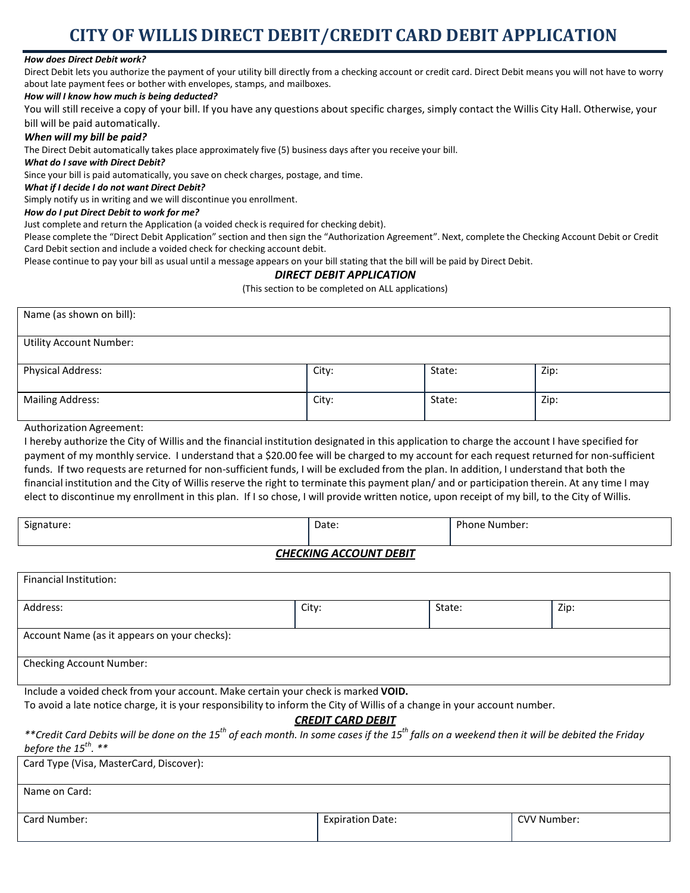# CITY OF WILLIS DIRECT DEBIT/CREDIT CARD DEBIT APPLICATION

***How does Direct Debit work?***

Direct Debit lets you authorize the payment of your utility bill directly from a checking account or credit card. Direct Debit means you will not have to worry about late payment fees or bother with envelopes, stamps, and mailboxes.

***How will I know how much is being deducted?***

You will still receive a copy of your bill. If you have any questions about specific charges, simply contact the Willis City Hall. Otherwise, your bill will be paid automatically.

***When will my bill be paid?***

The Direct Debit automatically takes place approximately five (5) business days after you receive your bill.

***What do I save with Direct Debit?***

Since your bill is paid automatically, you save on check charges, postage, and time.

***What if I decide I do not want Direct Debit?***

Simply notify us in writing and we will discontinue you enrollment.

***How do I put Direct Debit to work for me?***

Just complete and return the Application (a voided check is required for checking debit).

Please complete the "Direct Debit Application" section and then sign the "Authorization Agreement". Next, complete the Checking Account Debit or Credit Card Debit section and include a voided check for checking account debit.

Please continue to pay your bill as usual until a message appears on your bill stating that the bill will be paid by Direct Debit.

### *DIRECT DEBIT APPLICATION*

(This section to be completed on ALL applications)

| Name (as shown on bill): | | | |
|---|---|---|---|
| Utility Account Number: | | | |
| Physical Address: | City: | State: | Zip: |
| Mailing Address: | City: | State: | Zip: |

Authorization Agreement:

I hereby authorize the City of Willis and the financial institution designated in this application to charge the account I have specified for payment of my monthly service. I understand that a $20.00 fee will be charged to my account for each request returned for non-sufficient funds. If two requests are returned for non-sufficient funds, I will be excluded from the plan. In addition, I understand that both the financial institution and the City of Willis reserve the right to terminate this payment plan/ and or participation therein. At any time I may elect to discontinue my enrollment in this plan. If I so chose, I will provide written notice, upon receipt of my bill, to the City of Willis.

| Signature: | Date: | Phone Number: |
|---|---|---|

### ***CHECKING ACCOUNT DEBIT***

| Financial Institution: | | | |
|---|---|---|---|
| Address: | City: | State: | Zip: |
| Account Name (as it appears on your checks): | | | |
| Checking Account Number: | | | |

Include a voided check from your account. Make certain your check is marked **VOID.**

To avoid a late notice charge, it is your responsibility to inform the City of Willis of a change in your account number.

### ***CREDIT CARD DEBIT***

*\*\*Credit Card Debits will be done on the 15th of each month. In some cases if the 15th falls on a weekend then it will be debited the Friday before the 15th. \*\**

| Card Type (Visa, MasterCard, Discover): | | |
|---|---|---|
| Name on Card: | | |
| Card Number: | Expiration Date: | CVV Number: |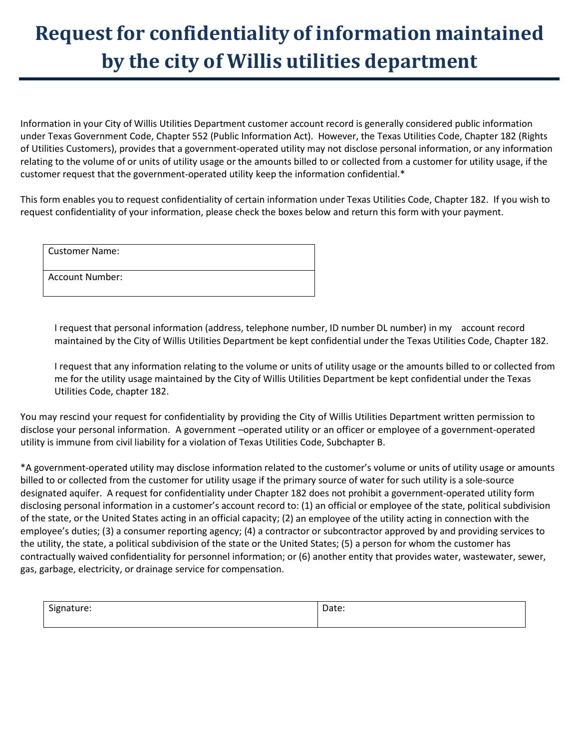# Request for confidentiality of information maintained by the city of Willis utilities department

Information in your City of Willis Utilities Department customer account record is generally considered public information under Texas Government Code, Chapter 552 (Public Information Act). However, the Texas Utilities Code, Chapter 182 (Rights of Utilities Customers), provides that a government-operated utility may not disclose personal information, or any information relating to the volume of or units of utility usage or the amounts billed to or collected from a customer for utility usage, if the customer request that the government-operated utility keep the information confidential.*

This form enables you to request confidentiality of certain information under Texas Utilities Code, Chapter 182. If you wish to request confidentiality of your information, please check the boxes below and return this form with your payment.

| Customer Name: |
|---|
| Account Number: |

I request that personal information (address, telephone number, ID number DL number) in my account record maintained by the City of Willis Utilities Department be kept confidential under the Texas Utilities Code, Chapter 182.

I request that any information relating to the volume or units of utility usage or the amounts billed to or collected from me for the utility usage maintained by the City of Willis Utilities Department be kept confidential under the Texas Utilities Code, chapter 182.

You may rescind your request for confidentiality by providing the City of Willis Utilities Department written permission to disclose your personal information. A government –operated utility or an officer or employee of a government-operated utility is immune from civil liability for a violation of Texas Utilities Code, Subchapter B.

*A government-operated utility may disclose information related to the customer's volume or units of utility usage or amounts billed to or collected from the customer for utility usage if the primary source of water for such utility is a sole-source designated aquifer. A request for confidentiality under Chapter 182 does not prohibit a government-operated utility form disclosing personal information in a customer's account record to: (1) an official or employee of the state, political subdivision of the state, or the United States acting in an official capacity; (2) an employee of the utility acting in connection with the employee's duties; (3) a consumer reporting agency; (4) a contractor or subcontractor approved by and providing services to the utility, the state, a political subdivision of the state or the United States; (5) a person for whom the customer has contractually waived confidentiality for personnel information; or (6) another entity that provides water, wastewater, sewer, gas, garbage, electricity, or drainage service for compensation.

| Signature: | Date: |
|---|---|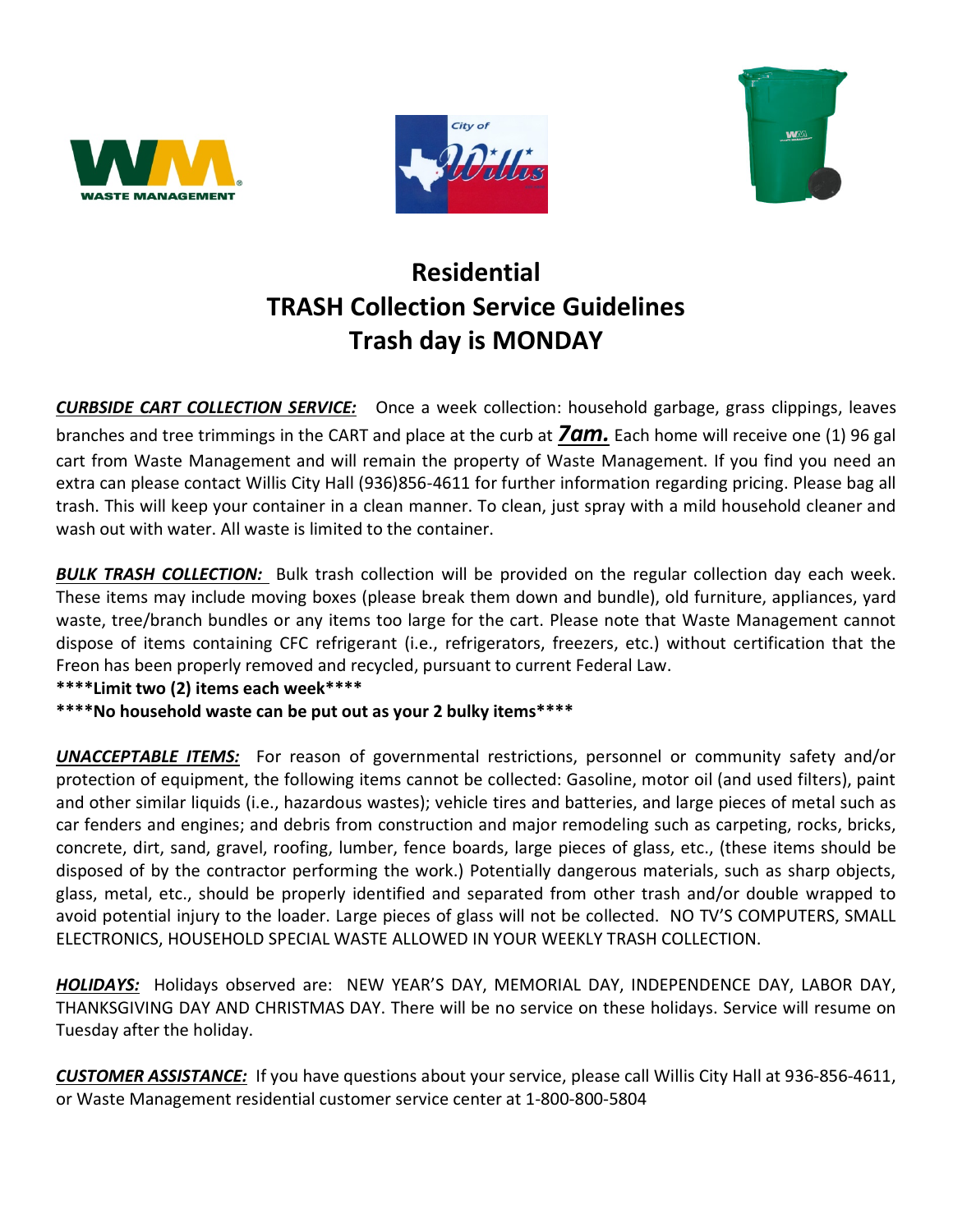# Residential
# TRASH Collection Service Guidelines
# Trash day is MONDAY

***CURBSIDE CART COLLECTION SERVICE:*** Once a week collection: household garbage, grass clippings, leaves branches and tree trimmings in the CART and place at the curb at ***7am.*** Each home will receive one (1) 96 gal cart from Waste Management and will remain the property of Waste Management. If you find you need an extra can please contact Willis City Hall (936)856-4611 for further information regarding pricing. Please bag all trash. This will keep your container in a clean manner. To clean, just spray with a mild household cleaner and wash out with water. All waste is limited to the container.

***BULK TRASH COLLECTION:*** Bulk trash collection will be provided on the regular collection day each week. These items may include moving boxes (please break them down and bundle), old furniture, appliances, yard waste, tree/branch bundles or any items too large for the cart. Please note that Waste Management cannot dispose of items containing CFC refrigerant (i.e., refrigerators, freezers, etc.) without certification that the Freon has been properly removed and recycled, pursuant to current Federal Law.

**\*\*\*\*Limit two (2) items each week\*\*\*\***

**\*\*\*\*No household waste can be put out as your 2 bulky items\*\*\*\***

***UNACCEPTABLE ITEMS:*** For reason of governmental restrictions, personnel or community safety and/or protection of equipment, the following items cannot be collected: Gasoline, motor oil (and used filters), paint and other similar liquids (i.e., hazardous wastes); vehicle tires and batteries, and large pieces of metal such as car fenders and engines; and debris from construction and major remodeling such as carpeting, rocks, bricks, concrete, dirt, sand, gravel, roofing, lumber, fence boards, large pieces of glass, etc., (these items should be disposed of by the contractor performing the work.) Potentially dangerous materials, such as sharp objects, glass, metal, etc., should be properly identified and separated from other trash and/or double wrapped to avoid potential injury to the loader. Large pieces of glass will not be collected. NO TV'S COMPUTERS, SMALL ELECTRONICS, HOUSEHOLD SPECIAL WASTE ALLOWED IN YOUR WEEKLY TRASH COLLECTION.

***HOLIDAYS:*** Holidays observed are: NEW YEAR'S DAY, MEMORIAL DAY, INDEPENDENCE DAY, LABOR DAY, THANKSGIVING DAY AND CHRISTMAS DAY. There will be no service on these holidays. Service will resume on Tuesday after the holiday.

***CUSTOMER ASSISTANCE:*** If you have questions about your service, please call Willis City Hall at 936-856-4611, or Waste Management residential customer service center at 1-800-800-5804